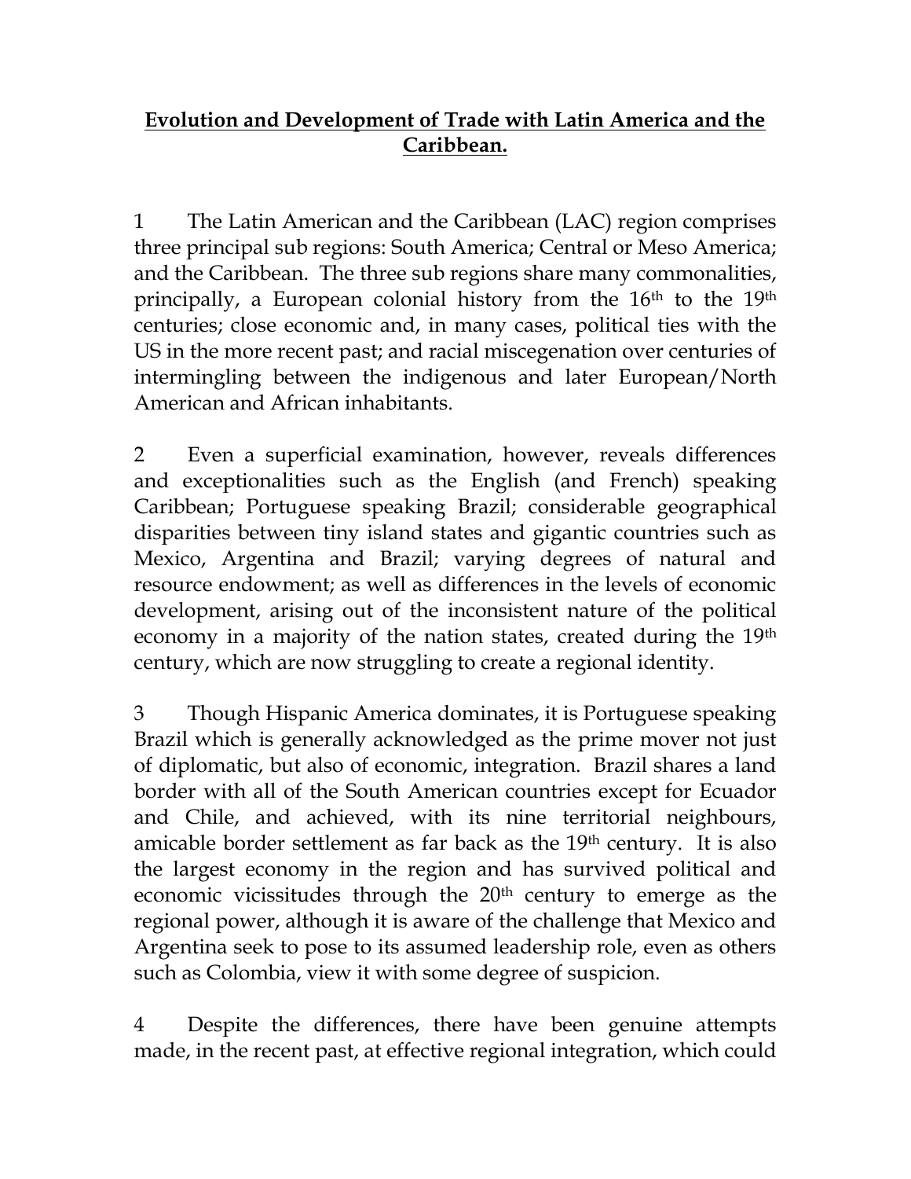# Evolution and Development of Trade with Latin America and the Caribbean.

1 The Latin American and the Caribbean (LAC) region comprises three principal sub regions: South America; Central or Meso America; and the Caribbean. The three sub regions share many commonalities, principally, a European colonial history from the 16th to the 19th centuries; close economic and, in many cases, political ties with the US in the more recent past; and racial miscegenation over centuries of intermingling between the indigenous and later European/North American and African inhabitants.

2 Even a superficial examination, however, reveals differences and exceptionalities such as the English (and French) speaking Caribbean; Portuguese speaking Brazil; considerable geographical disparities between tiny island states and gigantic countries such as Mexico, Argentina and Brazil; varying degrees of natural and resource endowment; as well as differences in the levels of economic development, arising out of the inconsistent nature of the political economy in a majority of the nation states, created during the 19th century, which are now struggling to create a regional identity.

3 Though Hispanic America dominates, it is Portuguese speaking Brazil which is generally acknowledged as the prime mover not just of diplomatic, but also of economic, integration. Brazil shares a land border with all of the South American countries except for Ecuador and Chile, and achieved, with its nine territorial neighbours, amicable border settlement as far back as the 19th century. It is also the largest economy in the region and has survived political and economic vicissitudes through the 20th century to emerge as the regional power, although it is aware of the challenge that Mexico and Argentina seek to pose to its assumed leadership role, even as others such as Colombia, view it with some degree of suspicion.

4 Despite the differences, there have been genuine attempts made, in the recent past, at effective regional integration, which could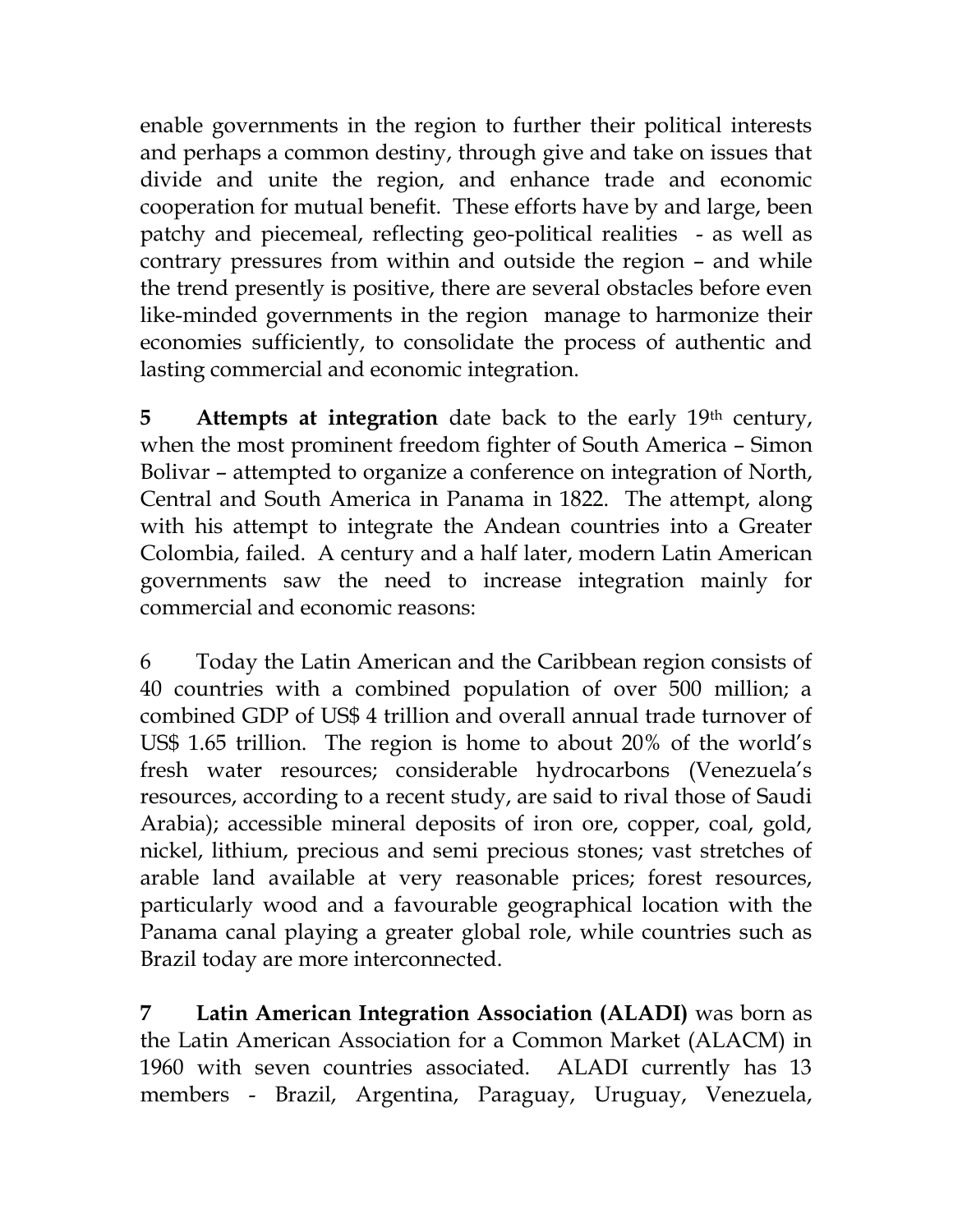enable governments in the region to further their political interests and perhaps a common destiny, through give and take on issues that divide and unite the region, and enhance trade and economic cooperation for mutual benefit. These efforts have by and large, been patchy and piecemeal, reflecting geo-political realities - as well as contrary pressures from within and outside the region – and while the trend presently is positive, there are several obstacles before even like-minded governments in the region manage to harmonize their economies sufficiently, to consolidate the process of authentic and lasting commercial and economic integration.

**5 Attempts at integration** date back to the early 19th century, when the most prominent freedom fighter of South America – Simon Bolivar – attempted to organize a conference on integration of North, Central and South America in Panama in 1822. The attempt, along with his attempt to integrate the Andean countries into a Greater Colombia, failed. A century and a half later, modern Latin American governments saw the need to increase integration mainly for commercial and economic reasons:

6 Today the Latin American and the Caribbean region consists of 40 countries with a combined population of over 500 million; a combined GDP of US$ 4 trillion and overall annual trade turnover of US$ 1.65 trillion. The region is home to about 20% of the world's fresh water resources; considerable hydrocarbons (Venezuela's resources, according to a recent study, are said to rival those of Saudi Arabia); accessible mineral deposits of iron ore, copper, coal, gold, nickel, lithium, precious and semi precious stones; vast stretches of arable land available at very reasonable prices; forest resources, particularly wood and a favourable geographical location with the Panama canal playing a greater global role, while countries such as Brazil today are more interconnected.

**7 Latin American Integration Association (ALADI)** was born as the Latin American Association for a Common Market (ALACM) in 1960 with seven countries associated. ALADI currently has 13 members - Brazil, Argentina, Paraguay, Uruguay, Venezuela,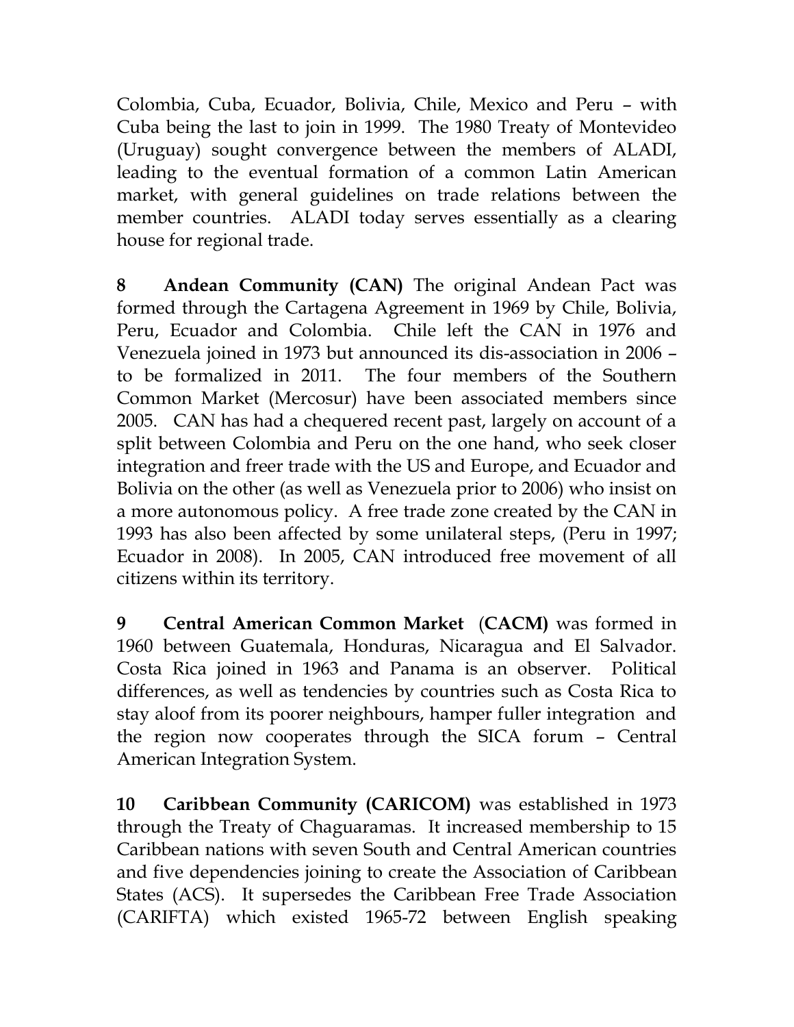Colombia, Cuba, Ecuador, Bolivia, Chile, Mexico and Peru – with Cuba being the last to join in 1999. The 1980 Treaty of Montevideo (Uruguay) sought convergence between the members of ALADI, leading to the eventual formation of a common Latin American market, with general guidelines on trade relations between the member countries. ALADI today serves essentially as a clearing house for regional trade.

**8 Andean Community (CAN)** The original Andean Pact was formed through the Cartagena Agreement in 1969 by Chile, Bolivia, Peru, Ecuador and Colombia. Chile left the CAN in 1976 and Venezuela joined in 1973 but announced its dis-association in 2006 – to be formalized in 2011. The four members of the Southern Common Market (Mercosur) have been associated members since 2005. CAN has had a chequered recent past, largely on account of a split between Colombia and Peru on the one hand, who seek closer integration and freer trade with the US and Europe, and Ecuador and Bolivia on the other (as well as Venezuela prior to 2006) who insist on a more autonomous policy. A free trade zone created by the CAN in 1993 has also been affected by some unilateral steps, (Peru in 1997; Ecuador in 2008). In 2005, CAN introduced free movement of all citizens within its territory.

**9 Central American Common Market (CACM)** was formed in 1960 between Guatemala, Honduras, Nicaragua and El Salvador. Costa Rica joined in 1963 and Panama is an observer. Political differences, as well as tendencies by countries such as Costa Rica to stay aloof from its poorer neighbours, hamper fuller integration and the region now cooperates through the SICA forum – Central American Integration System.

**10 Caribbean Community (CARICOM)** was established in 1973 through the Treaty of Chaguaramas. It increased membership to 15 Caribbean nations with seven South and Central American countries and five dependencies joining to create the Association of Caribbean States (ACS). It supersedes the Caribbean Free Trade Association (CARIFTA) which existed 1965-72 between English speaking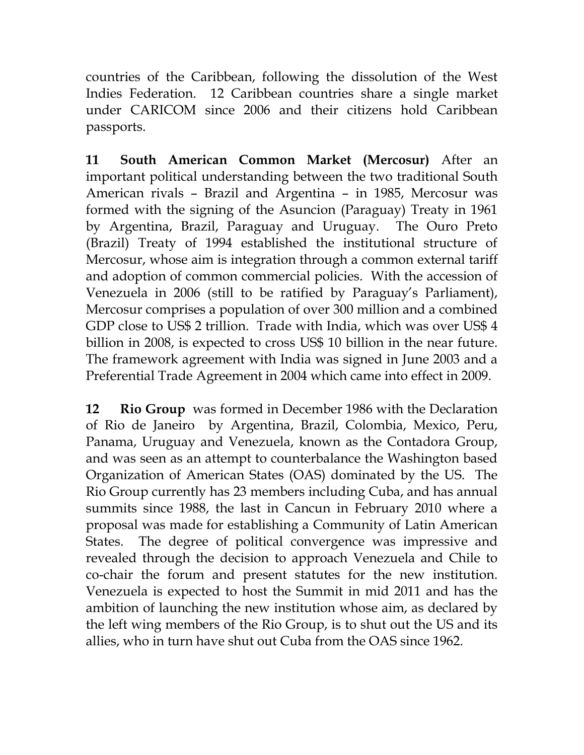countries of the Caribbean, following the dissolution of the West Indies Federation. 12 Caribbean countries share a single market under CARICOM since 2006 and their citizens hold Caribbean passports.

**11 South American Common Market (Mercosur)** After an important political understanding between the two traditional South American rivals – Brazil and Argentina – in 1985, Mercosur was formed with the signing of the Asuncion (Paraguay) Treaty in 1961 by Argentina, Brazil, Paraguay and Uruguay. The Ouro Preto (Brazil) Treaty of 1994 established the institutional structure of Mercosur, whose aim is integration through a common external tariff and adoption of common commercial policies. With the accession of Venezuela in 2006 (still to be ratified by Paraguay's Parliament), Mercosur comprises a population of over 300 million and a combined GDP close to US$ 2 trillion. Trade with India, which was over US$ 4 billion in 2008, is expected to cross US$ 10 billion in the near future. The framework agreement with India was signed in June 2003 and a Preferential Trade Agreement in 2004 which came into effect in 2009.

**12 Rio Group** was formed in December 1986 with the Declaration of Rio de Janeiro by Argentina, Brazil, Colombia, Mexico, Peru, Panama, Uruguay and Venezuela, known as the Contadora Group, and was seen as an attempt to counterbalance the Washington based Organization of American States (OAS) dominated by the US. The Rio Group currently has 23 members including Cuba, and has annual summits since 1988, the last in Cancun in February 2010 where a proposal was made for establishing a Community of Latin American States. The degree of political convergence was impressive and revealed through the decision to approach Venezuela and Chile to co-chair the forum and present statutes for the new institution. Venezuela is expected to host the Summit in mid 2011 and has the ambition of launching the new institution whose aim, as declared by the left wing members of the Rio Group, is to shut out the US and its allies, who in turn have shut out Cuba from the OAS since 1962.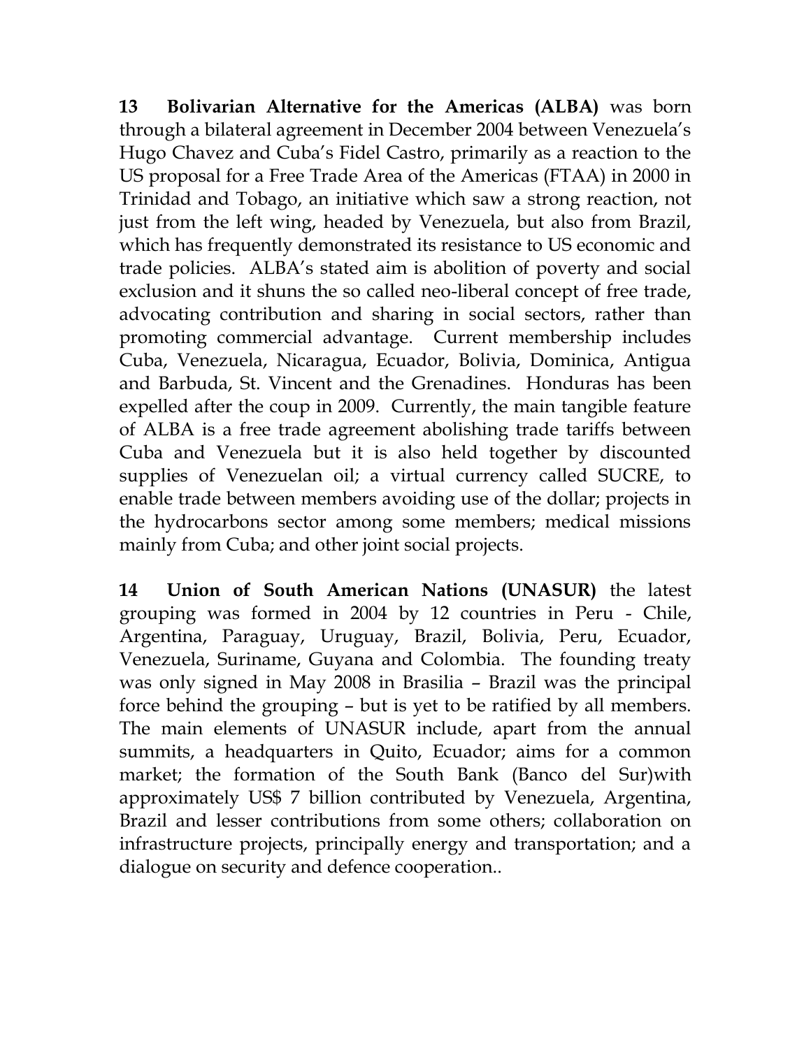**13 Bolivarian Alternative for the Americas (ALBA)** was born through a bilateral agreement in December 2004 between Venezuela's Hugo Chavez and Cuba's Fidel Castro, primarily as a reaction to the US proposal for a Free Trade Area of the Americas (FTAA) in 2000 in Trinidad and Tobago, an initiative which saw a strong reaction, not just from the left wing, headed by Venezuela, but also from Brazil, which has frequently demonstrated its resistance to US economic and trade policies. ALBA's stated aim is abolition of poverty and social exclusion and it shuns the so called neo-liberal concept of free trade, advocating contribution and sharing in social sectors, rather than promoting commercial advantage. Current membership includes Cuba, Venezuela, Nicaragua, Ecuador, Bolivia, Dominica, Antigua and Barbuda, St. Vincent and the Grenadines. Honduras has been expelled after the coup in 2009. Currently, the main tangible feature of ALBA is a free trade agreement abolishing trade tariffs between Cuba and Venezuela but it is also held together by discounted supplies of Venezuelan oil; a virtual currency called SUCRE, to enable trade between members avoiding use of the dollar; projects in the hydrocarbons sector among some members; medical missions mainly from Cuba; and other joint social projects.

**14 Union of South American Nations (UNASUR)** the latest grouping was formed in 2004 by 12 countries in Peru - Chile, Argentina, Paraguay, Uruguay, Brazil, Bolivia, Peru, Ecuador, Venezuela, Suriname, Guyana and Colombia. The founding treaty was only signed in May 2008 in Brasilia – Brazil was the principal force behind the grouping – but is yet to be ratified by all members. The main elements of UNASUR include, apart from the annual summits, a headquarters in Quito, Ecuador; aims for a common market; the formation of the South Bank (Banco del Sur)with approximately US$ 7 billion contributed by Venezuela, Argentina, Brazil and lesser contributions from some others; collaboration on infrastructure projects, principally energy and transportation; and a dialogue on security and defence cooperation..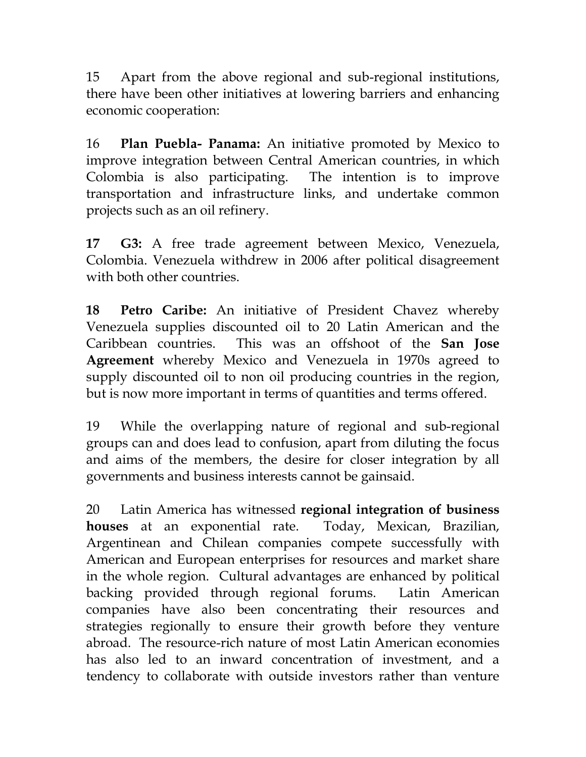15 Apart from the above regional and sub-regional institutions, there have been other initiatives at lowering barriers and enhancing economic cooperation:

16 **Plan Puebla- Panama:** An initiative promoted by Mexico to improve integration between Central American countries, in which Colombia is also participating. The intention is to improve transportation and infrastructure links, and undertake common projects such as an oil refinery.

**17 G3:** A free trade agreement between Mexico, Venezuela, Colombia. Venezuela withdrew in 2006 after political disagreement with both other countries.

**18 Petro Caribe:** An initiative of President Chavez whereby Venezuela supplies discounted oil to 20 Latin American and the Caribbean countries. This was an offshoot of the **San Jose Agreement** whereby Mexico and Venezuela in 1970s agreed to supply discounted oil to non oil producing countries in the region, but is now more important in terms of quantities and terms offered.

19 While the overlapping nature of regional and sub-regional groups can and does lead to confusion, apart from diluting the focus and aims of the members, the desire for closer integration by all governments and business interests cannot be gainsaid.

20 Latin America has witnessed **regional integration of business houses** at an exponential rate. Today, Mexican, Brazilian, Argentinean and Chilean companies compete successfully with American and European enterprises for resources and market share in the whole region. Cultural advantages are enhanced by political backing provided through regional forums. Latin American companies have also been concentrating their resources and strategies regionally to ensure their growth before they venture abroad. The resource-rich nature of most Latin American economies has also led to an inward concentration of investment, and a tendency to collaborate with outside investors rather than venture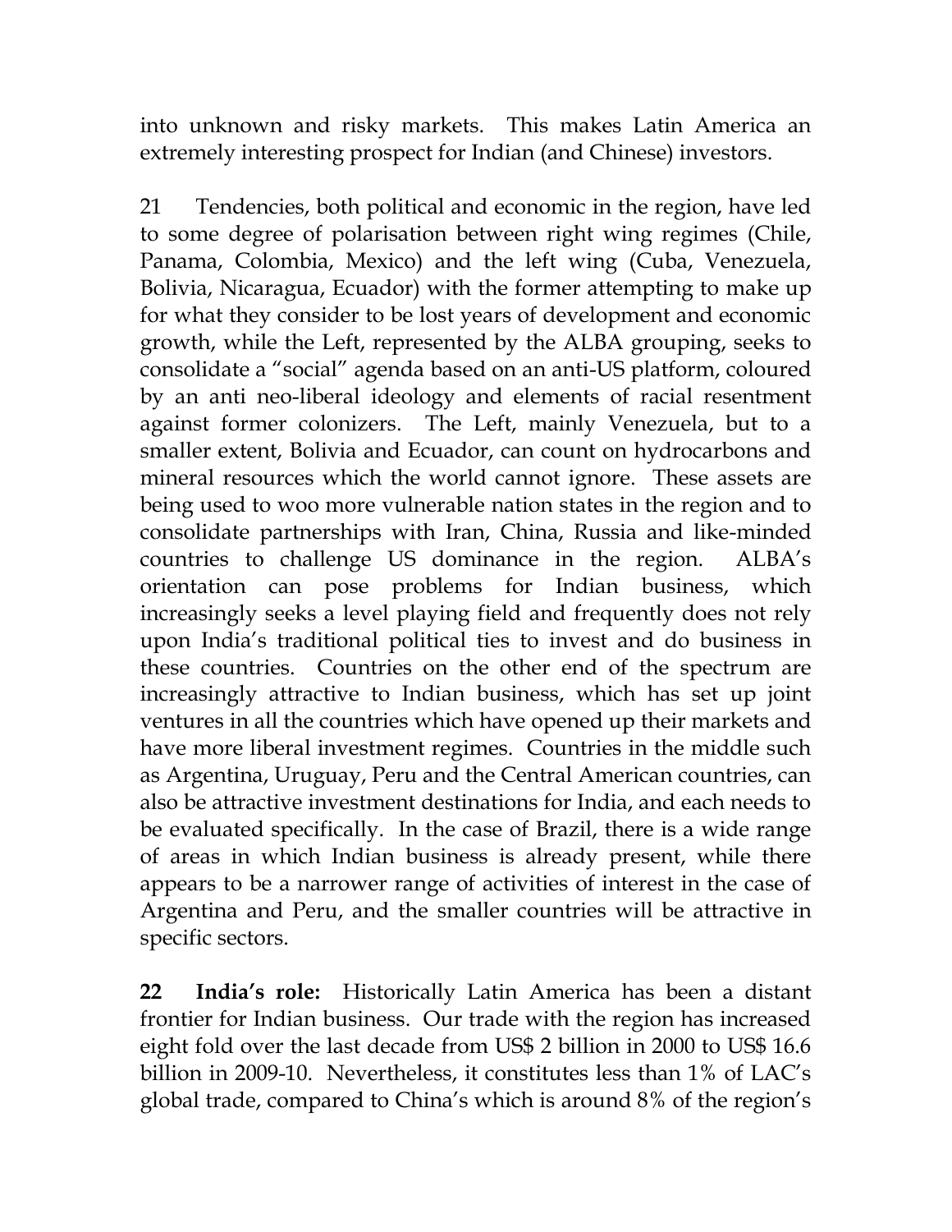into unknown and risky markets. This makes Latin America an extremely interesting prospect for Indian (and Chinese) investors.

21 Tendencies, both political and economic in the region, have led to some degree of polarisation between right wing regimes (Chile, Panama, Colombia, Mexico) and the left wing (Cuba, Venezuela, Bolivia, Nicaragua, Ecuador) with the former attempting to make up for what they consider to be lost years of development and economic growth, while the Left, represented by the ALBA grouping, seeks to consolidate a "social" agenda based on an anti-US platform, coloured by an anti neo-liberal ideology and elements of racial resentment against former colonizers. The Left, mainly Venezuela, but to a smaller extent, Bolivia and Ecuador, can count on hydrocarbons and mineral resources which the world cannot ignore. These assets are being used to woo more vulnerable nation states in the region and to consolidate partnerships with Iran, China, Russia and like-minded countries to challenge US dominance in the region. ALBA's orientation can pose problems for Indian business, which increasingly seeks a level playing field and frequently does not rely upon India's traditional political ties to invest and do business in these countries. Countries on the other end of the spectrum are increasingly attractive to Indian business, which has set up joint ventures in all the countries which have opened up their markets and have more liberal investment regimes. Countries in the middle such as Argentina, Uruguay, Peru and the Central American countries, can also be attractive investment destinations for India, and each needs to be evaluated specifically. In the case of Brazil, there is a wide range of areas in which Indian business is already present, while there appears to be a narrower range of activities of interest in the case of Argentina and Peru, and the smaller countries will be attractive in specific sectors.

**22 India's role:** Historically Latin America has been a distant frontier for Indian business. Our trade with the region has increased eight fold over the last decade from US$ 2 billion in 2000 to US$ 16.6 billion in 2009-10. Nevertheless, it constitutes less than 1% of LAC's global trade, compared to China's which is around 8% of the region's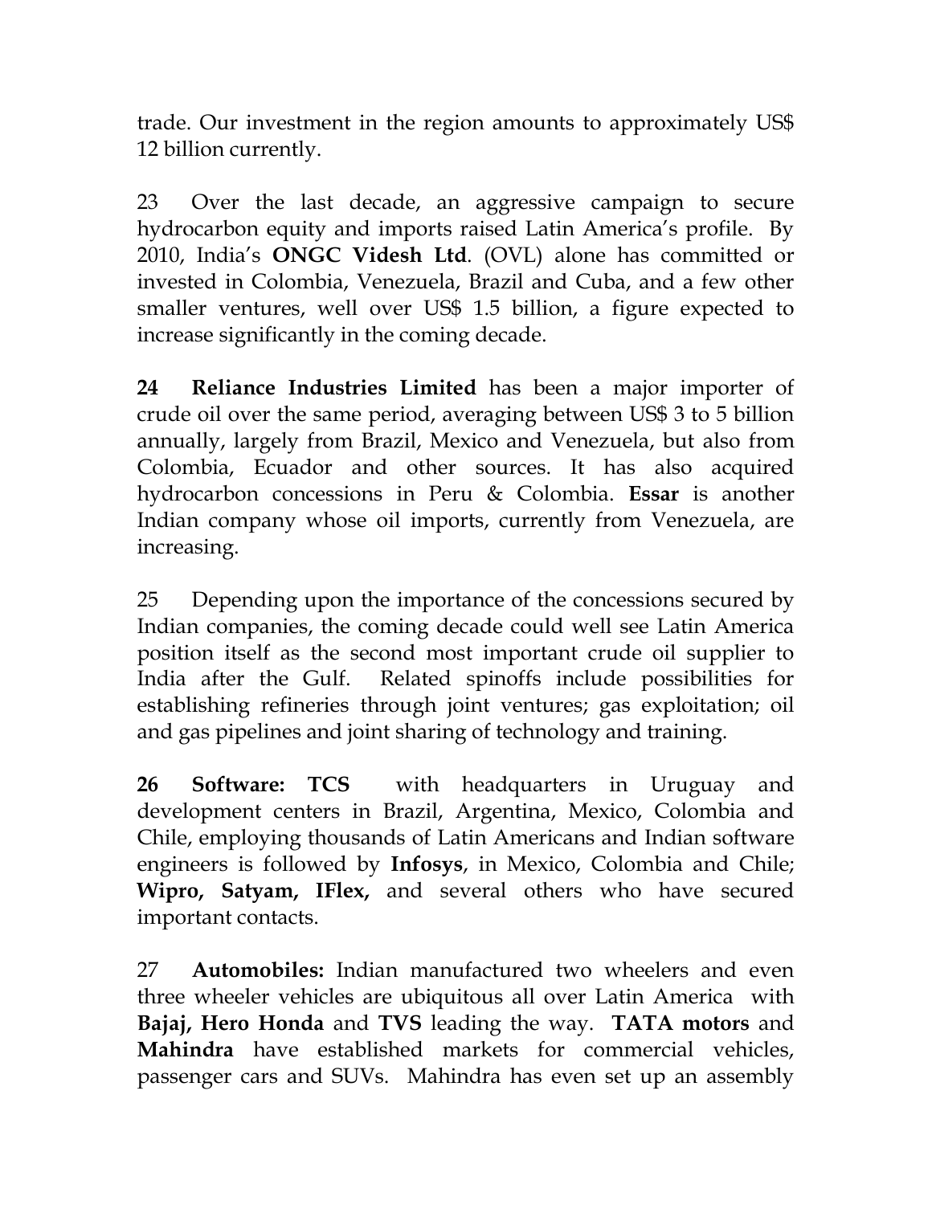trade. Our investment in the region amounts to approximately US$ 12 billion currently.

23 Over the last decade, an aggressive campaign to secure hydrocarbon equity and imports raised Latin America's profile. By 2010, India's **ONGC Videsh Ltd**. (OVL) alone has committed or invested in Colombia, Venezuela, Brazil and Cuba, and a few other smaller ventures, well over US$ 1.5 billion, a figure expected to increase significantly in the coming decade.

**24 Reliance Industries Limited** has been a major importer of crude oil over the same period, averaging between US$ 3 to 5 billion annually, largely from Brazil, Mexico and Venezuela, but also from Colombia, Ecuador and other sources. It has also acquired hydrocarbon concessions in Peru & Colombia. **Essar** is another Indian company whose oil imports, currently from Venezuela, are increasing.

25 Depending upon the importance of the concessions secured by Indian companies, the coming decade could well see Latin America position itself as the second most important crude oil supplier to India after the Gulf. Related spinoffs include possibilities for establishing refineries through joint ventures; gas exploitation; oil and gas pipelines and joint sharing of technology and training.

**26 Software: TCS** with headquarters in Uruguay and development centers in Brazil, Argentina, Mexico, Colombia and Chile, employing thousands of Latin Americans and Indian software engineers is followed by **Infosys**, in Mexico, Colombia and Chile; **Wipro, Satyam, IFlex,** and several others who have secured important contacts.

27 **Automobiles:** Indian manufactured two wheelers and even three wheeler vehicles are ubiquitous all over Latin America with **Bajaj, Hero Honda** and **TVS** leading the way. **TATA motors** and **Mahindra** have established markets for commercial vehicles, passenger cars and SUVs. Mahindra has even set up an assembly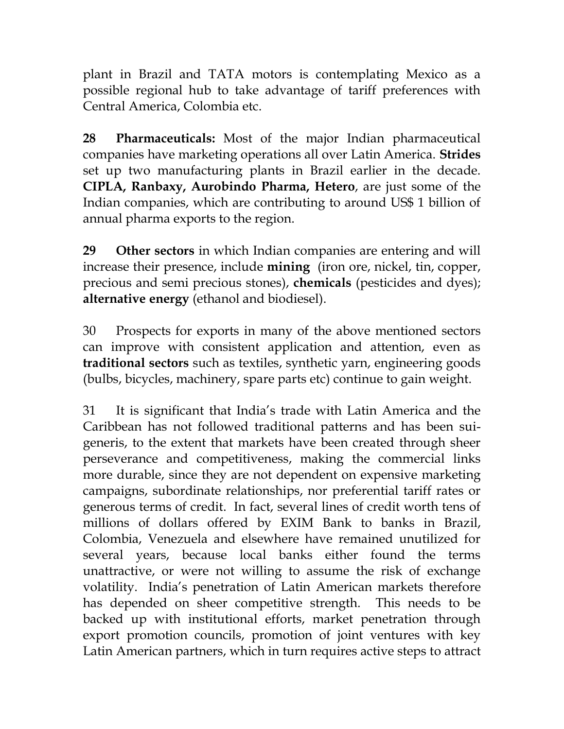plant in Brazil and TATA motors is contemplating Mexico as a possible regional hub to take advantage of tariff preferences with Central America, Colombia etc.

**28 Pharmaceuticals:** Most of the major Indian pharmaceutical companies have marketing operations all over Latin America. **Strides** set up two manufacturing plants in Brazil earlier in the decade. **CIPLA, Ranbaxy, Aurobindo Pharma, Hetero**, are just some of the Indian companies, which are contributing to around US$ 1 billion of annual pharma exports to the region.

**29 Other sectors** in which Indian companies are entering and will increase their presence, include **mining** (iron ore, nickel, tin, copper, precious and semi precious stones), **chemicals** (pesticides and dyes); **alternative energy** (ethanol and biodiesel).

30 Prospects for exports in many of the above mentioned sectors can improve with consistent application and attention, even as **traditional sectors** such as textiles, synthetic yarn, engineering goods (bulbs, bicycles, machinery, spare parts etc) continue to gain weight.

31 It is significant that India's trade with Latin America and the Caribbean has not followed traditional patterns and has been sui-generis, to the extent that markets have been created through sheer perseverance and competitiveness, making the commercial links more durable, since they are not dependent on expensive marketing campaigns, subordinate relationships, nor preferential tariff rates or generous terms of credit. In fact, several lines of credit worth tens of millions of dollars offered by EXIM Bank to banks in Brazil, Colombia, Venezuela and elsewhere have remained unutilized for several years, because local banks either found the terms unattractive, or were not willing to assume the risk of exchange volatility. India's penetration of Latin American markets therefore has depended on sheer competitive strength. This needs to be backed up with institutional efforts, market penetration through export promotion councils, promotion of joint ventures with key Latin American partners, which in turn requires active steps to attract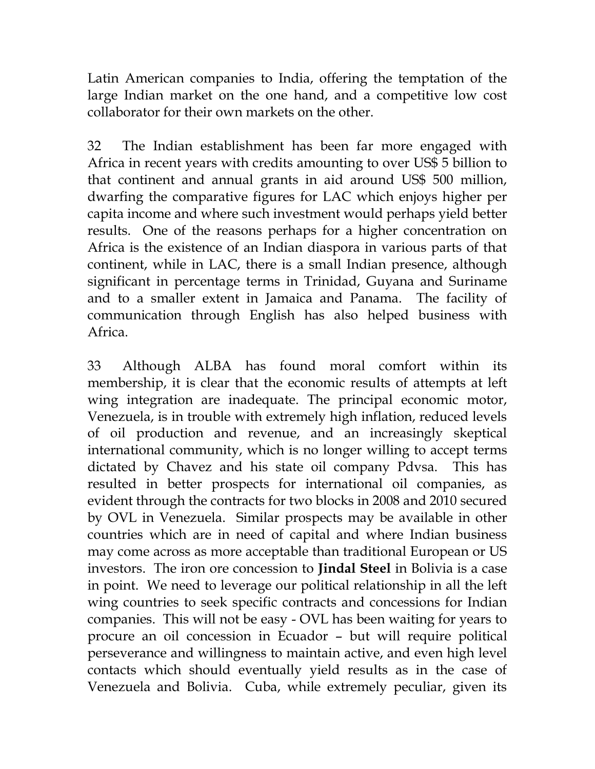Latin American companies to India, offering the temptation of the large Indian market on the one hand, and a competitive low cost collaborator for their own markets on the other.

32 The Indian establishment has been far more engaged with Africa in recent years with credits amounting to over US$ 5 billion to that continent and annual grants in aid around US$ 500 million, dwarfing the comparative figures for LAC which enjoys higher per capita income and where such investment would perhaps yield better results. One of the reasons perhaps for a higher concentration on Africa is the existence of an Indian diaspora in various parts of that continent, while in LAC, there is a small Indian presence, although significant in percentage terms in Trinidad, Guyana and Suriname and to a smaller extent in Jamaica and Panama. The facility of communication through English has also helped business with Africa.

33 Although ALBA has found moral comfort within its membership, it is clear that the economic results of attempts at left wing integration are inadequate. The principal economic motor, Venezuela, is in trouble with extremely high inflation, reduced levels of oil production and revenue, and an increasingly skeptical international community, which is no longer willing to accept terms dictated by Chavez and his state oil company Pdvsa. This has resulted in better prospects for international oil companies, as evident through the contracts for two blocks in 2008 and 2010 secured by OVL in Venezuela. Similar prospects may be available in other countries which are in need of capital and where Indian business may come across as more acceptable than traditional European or US investors. The iron ore concession to **Jindal Steel** in Bolivia is a case in point. We need to leverage our political relationship in all the left wing countries to seek specific contracts and concessions for Indian companies. This will not be easy - OVL has been waiting for years to procure an oil concession in Ecuador – but will require political perseverance and willingness to maintain active, and even high level contacts which should eventually yield results as in the case of Venezuela and Bolivia. Cuba, while extremely peculiar, given its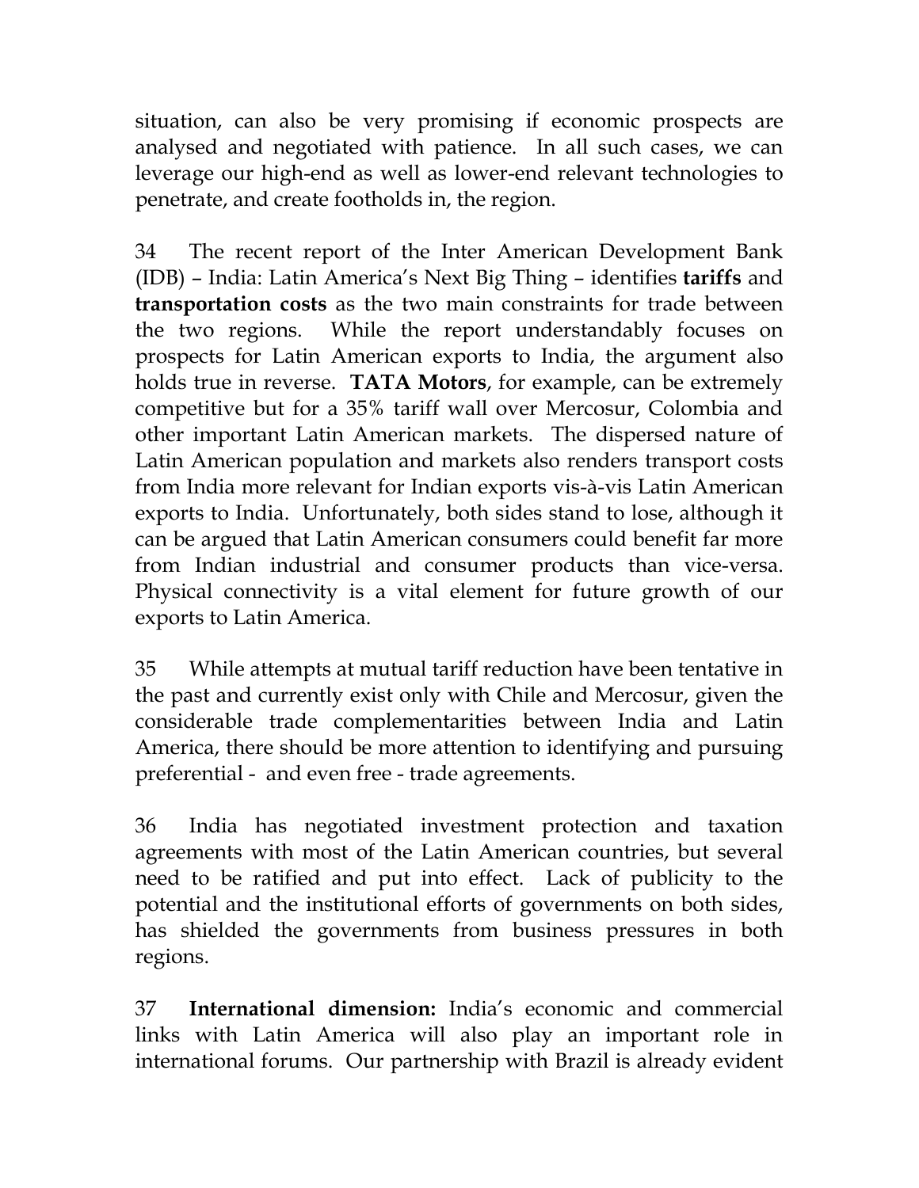situation, can also be very promising if economic prospects are analysed and negotiated with patience. In all such cases, we can leverage our high-end as well as lower-end relevant technologies to penetrate, and create footholds in, the region.

34 The recent report of the Inter American Development Bank (IDB) – India: Latin America's Next Big Thing – identifies **tariffs** and **transportation costs** as the two main constraints for trade between the two regions. While the report understandably focuses on prospects for Latin American exports to India, the argument also holds true in reverse. **TATA Motors**, for example, can be extremely competitive but for a 35% tariff wall over Mercosur, Colombia and other important Latin American markets. The dispersed nature of Latin American population and markets also renders transport costs from India more relevant for Indian exports vis-à-vis Latin American exports to India. Unfortunately, both sides stand to lose, although it can be argued that Latin American consumers could benefit far more from Indian industrial and consumer products than vice-versa. Physical connectivity is a vital element for future growth of our exports to Latin America.

35 While attempts at mutual tariff reduction have been tentative in the past and currently exist only with Chile and Mercosur, given the considerable trade complementarities between India and Latin America, there should be more attention to identifying and pursuing preferential - and even free - trade agreements.

36 India has negotiated investment protection and taxation agreements with most of the Latin American countries, but several need to be ratified and put into effect. Lack of publicity to the potential and the institutional efforts of governments on both sides, has shielded the governments from business pressures in both regions.

37 **International dimension:** India's economic and commercial links with Latin America will also play an important role in international forums. Our partnership with Brazil is already evident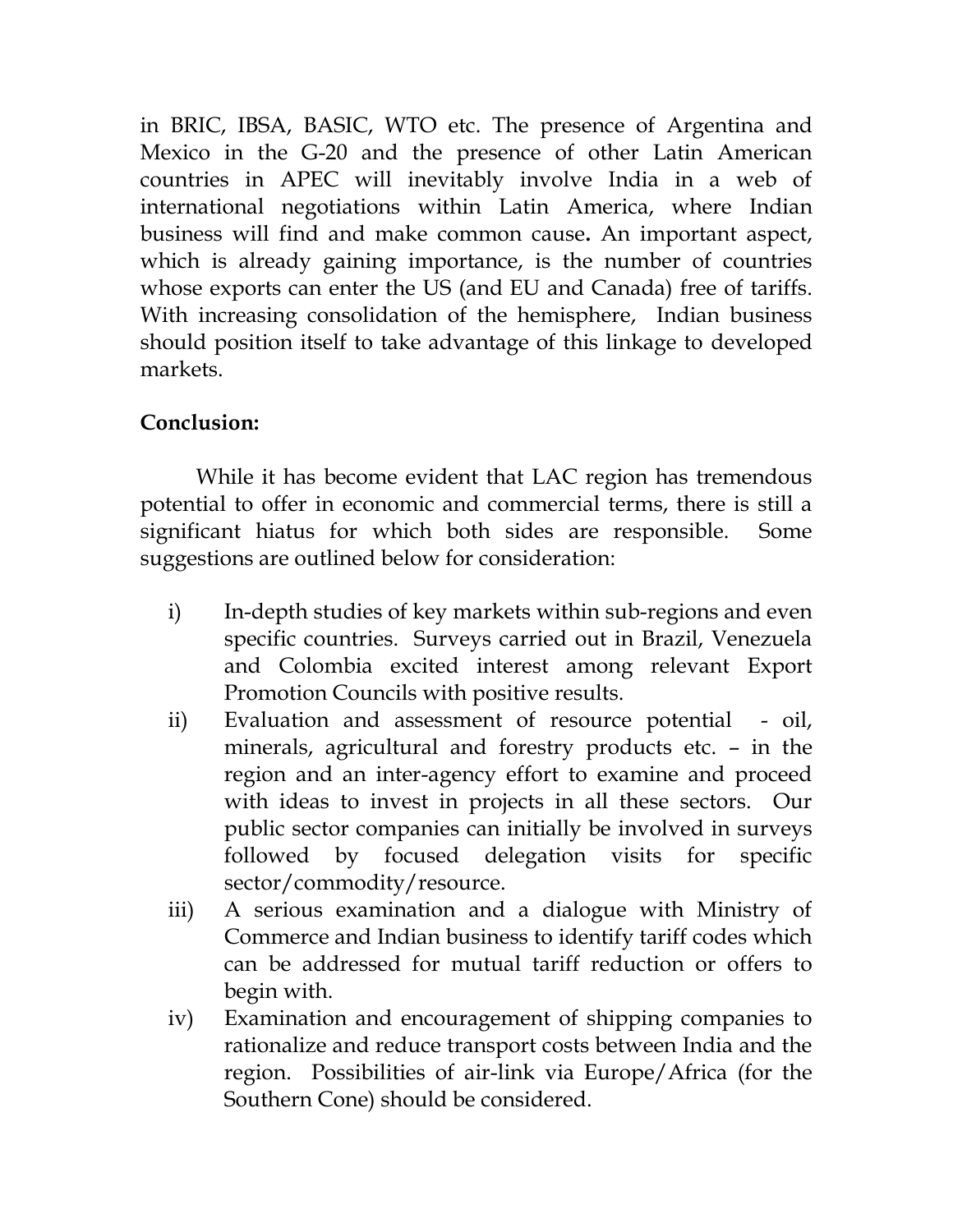in BRIC, IBSA, BASIC, WTO etc. The presence of Argentina and Mexico in the G-20 and the presence of other Latin American countries in APEC will inevitably involve India in a web of international negotiations within Latin America, where Indian business will find and make common cause**.** An important aspect, which is already gaining importance, is the number of countries whose exports can enter the US (and EU and Canada) free of tariffs. With increasing consolidation of the hemisphere, Indian business should position itself to take advantage of this linkage to developed markets.

**Conclusion:**

While it has become evident that LAC region has tremendous potential to offer in economic and commercial terms, there is still a significant hiatus for which both sides are responsible. Some suggestions are outlined below for consideration:

i) In-depth studies of key markets within sub-regions and even specific countries. Surveys carried out in Brazil, Venezuela and Colombia excited interest among relevant Export Promotion Councils with positive results.

ii) Evaluation and assessment of resource potential - oil, minerals, agricultural and forestry products etc. – in the region and an inter-agency effort to examine and proceed with ideas to invest in projects in all these sectors. Our public sector companies can initially be involved in surveys followed by focused delegation visits for specific sector/commodity/resource.

iii) A serious examination and a dialogue with Ministry of Commerce and Indian business to identify tariff codes which can be addressed for mutual tariff reduction or offers to begin with.

iv) Examination and encouragement of shipping companies to rationalize and reduce transport costs between India and the region. Possibilities of air-link via Europe/Africa (for the Southern Cone) should be considered.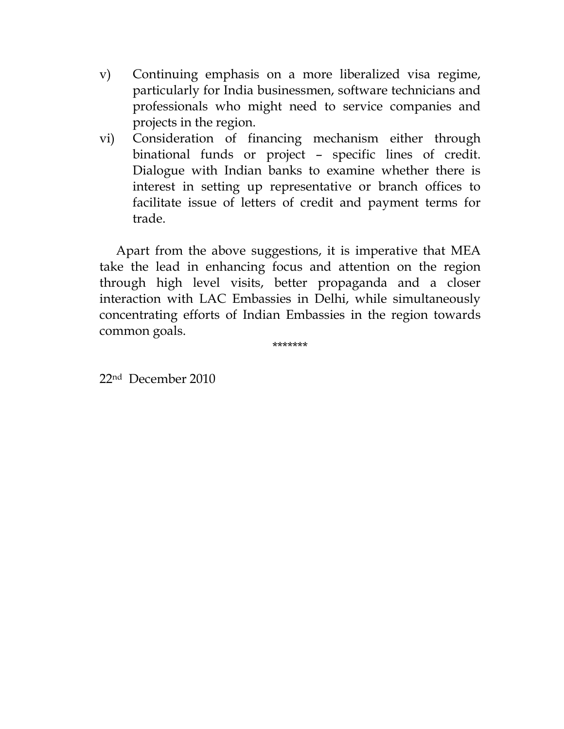v) Continuing emphasis on a more liberalized visa regime, particularly for India businessmen, software technicians and professionals who might need to service companies and projects in the region.

vi) Consideration of financing mechanism either through binational funds or project – specific lines of credit. Dialogue with Indian banks to examine whether there is interest in setting up representative or branch offices to facilitate issue of letters of credit and payment terms for trade.

Apart from the above suggestions, it is imperative that MEA take the lead in enhancing focus and attention on the region through high level visits, better propaganda and a closer interaction with LAC Embassies in Delhi, while simultaneously concentrating efforts of Indian Embassies in the region towards common goals.

*******

22nd December 2010